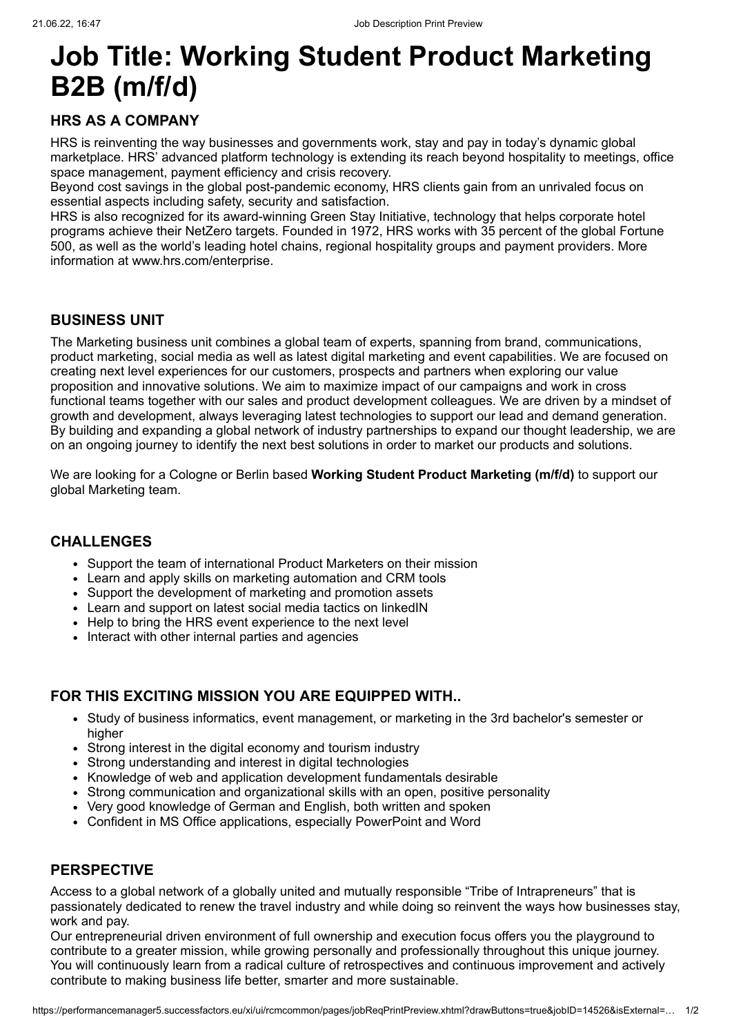# Job Title: Working Student Product Marketing B2B (m/f/d)

## HRS AS A COMPANY

HRS is reinventing the way businesses and governments work, stay and pay in today's dynamic global marketplace. HRS' advanced platform technology is extending its reach beyond hospitality to meetings, office space management, payment efficiency and crisis recovery.
Beyond cost savings in the global post-pandemic economy, HRS clients gain from an unrivaled focus on essential aspects including safety, security and satisfaction.
HRS is also recognized for its award-winning Green Stay Initiative, technology that helps corporate hotel programs achieve their NetZero targets. Founded in 1972, HRS works with 35 percent of the global Fortune 500, as well as the world's leading hotel chains, regional hospitality groups and payment providers. More information at www.hrs.com/enterprise.

## BUSINESS UNIT

The Marketing business unit combines a global team of experts, spanning from brand, communications, product marketing, social media as well as latest digital marketing and event capabilities. We are focused on creating next level experiences for our customers, prospects and partners when exploring our value proposition and innovative solutions. We aim to maximize impact of our campaigns and work in cross functional teams together with our sales and product development colleagues. We are driven by a mindset of growth and development, always leveraging latest technologies to support our lead and demand generation. By building and expanding a global network of industry partnerships to expand our thought leadership, we are on an ongoing journey to identify the next best solutions in order to market our products and solutions.

We are looking for a Cologne or Berlin based **Working Student Product Marketing (m/f/d)** to support our global Marketing team.

## CHALLENGES

- Support the team of international Product Marketers on their mission
- Learn and apply skills on marketing automation and CRM tools
- Support the development of marketing and promotion assets
- Learn and support on latest social media tactics on linkedIN
- Help to bring the HRS event experience to the next level
- Interact with other internal parties and agencies

## FOR THIS EXCITING MISSION YOU ARE EQUIPPED WITH..

- Study of business informatics, event management, or marketing in the 3rd bachelor's semester or higher
- Strong interest in the digital economy and tourism industry
- Strong understanding and interest in digital technologies
- Knowledge of web and application development fundamentals desirable
- Strong communication and organizational skills with an open, positive personality
- Very good knowledge of German and English, both written and spoken
- Confident in MS Office applications, especially PowerPoint and Word

## PERSPECTIVE

Access to a global network of a globally united and mutually responsible "Tribe of Intrapreneurs" that is passionately dedicated to renew the travel industry and while doing so reinvent the ways how businesses stay, work and pay.
Our entrepreneurial driven environment of full ownership and execution focus offers you the playground to contribute to a greater mission, while growing personally and professionally throughout this unique journey. You will continuously learn from a radical culture of retrospectives and continuous improvement and actively contribute to making business life better, smarter and more sustainable.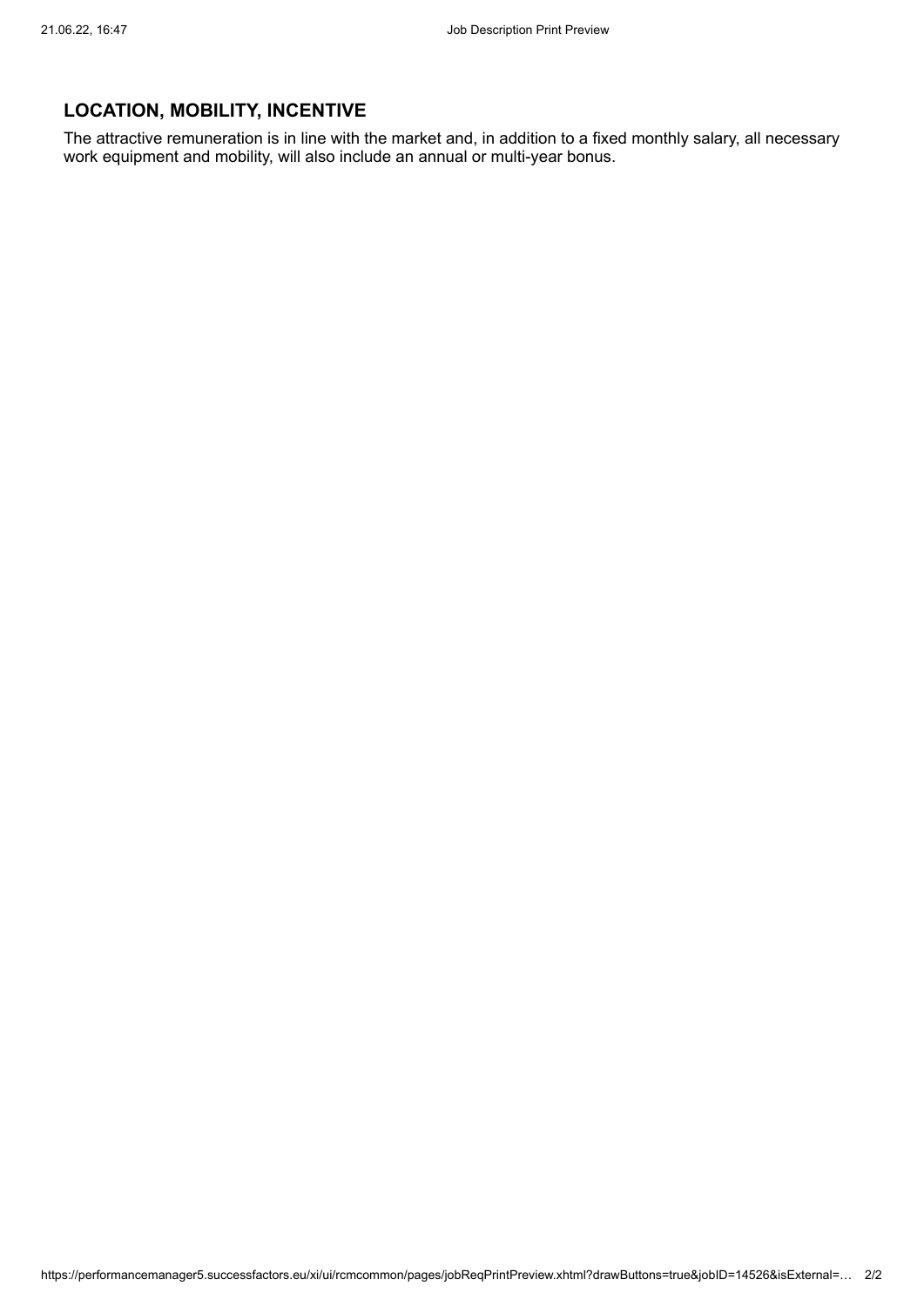## LOCATION, MOBILITY, INCENTIVE

The attractive remuneration is in line with the market and, in addition to a fixed monthly salary, all necessary work equipment and mobility, will also include an annual or multi-year bonus.